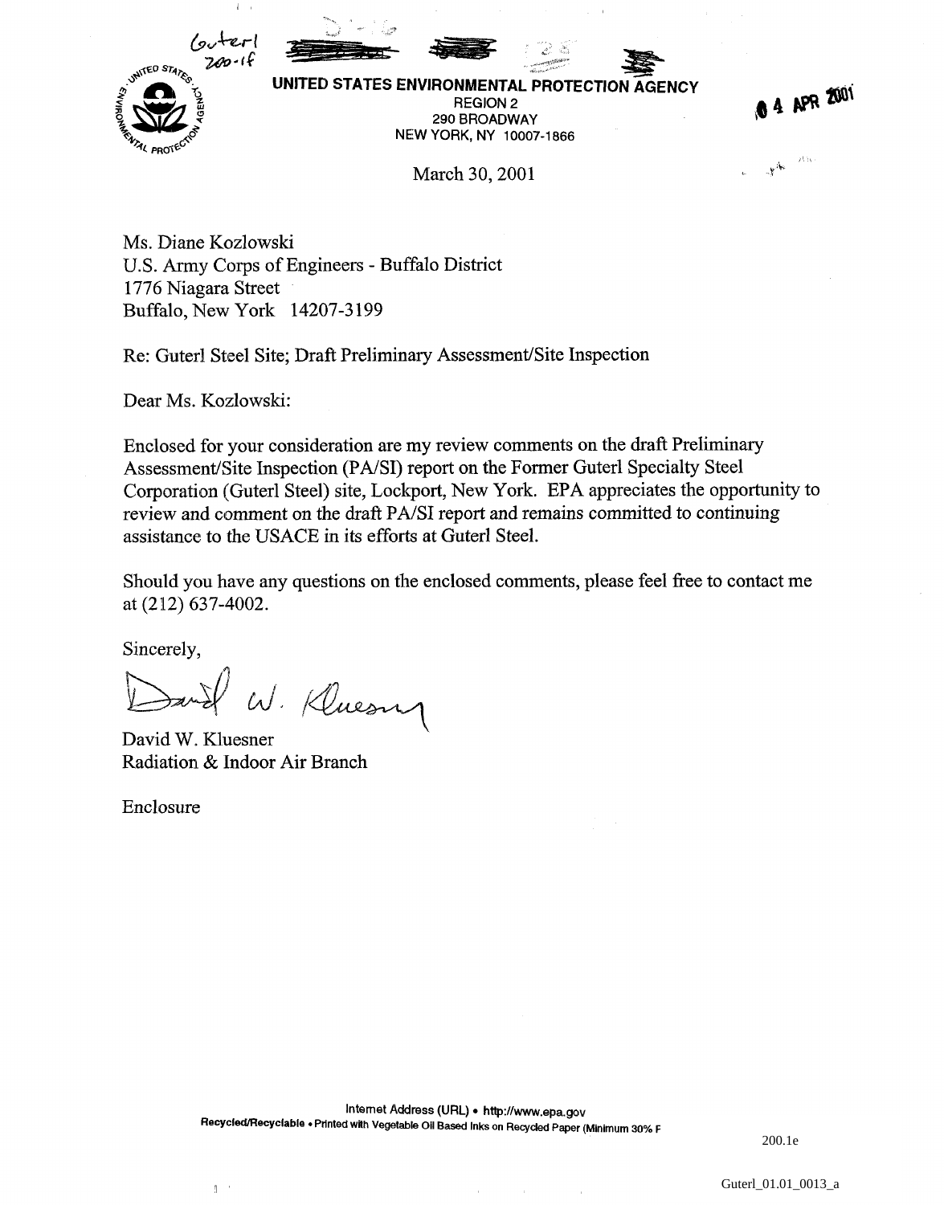Guterl
200-1f

**UNITED STATES ENVIRONMENTAL PROTECTION AGENCY**
REGION 2
290 BROADWAY
NEW YORK, NY 10007-1866

04 APR 2001

March 30, 2001

Ms. Diane Kozlowski
U.S. Army Corps of Engineers - Buffalo District
1776 Niagara Street
Buffalo, New York 14207-3199

Re: Guterl Steel Site; Draft Preliminary Assessment/Site Inspection

Dear Ms. Kozlowski:

Enclosed for your consideration are my review comments on the draft Preliminary Assessment/Site Inspection (PA/SI) report on the Former Guterl Specialty Steel Corporation (Guterl Steel) site, Lockport, New York. EPA appreciates the opportunity to review and comment on the draft PA/SI report and remains committed to continuing assistance to the USACE in its efforts at Guterl Steel.

Should you have any questions on the enclosed comments, please feel free to contact me at (212) 637-4002.

Sincerely,

David W. Kluesner

David W. Kluesner
Radiation & Indoor Air Branch

Enclosure

Internet Address (URL) • http://www.epa.gov
Recycled/Recyclable • Printed with Vegetable Oil Based Inks on Recycled Paper (Minimum 30% F

200.1e

Guterl_01.01_0013_a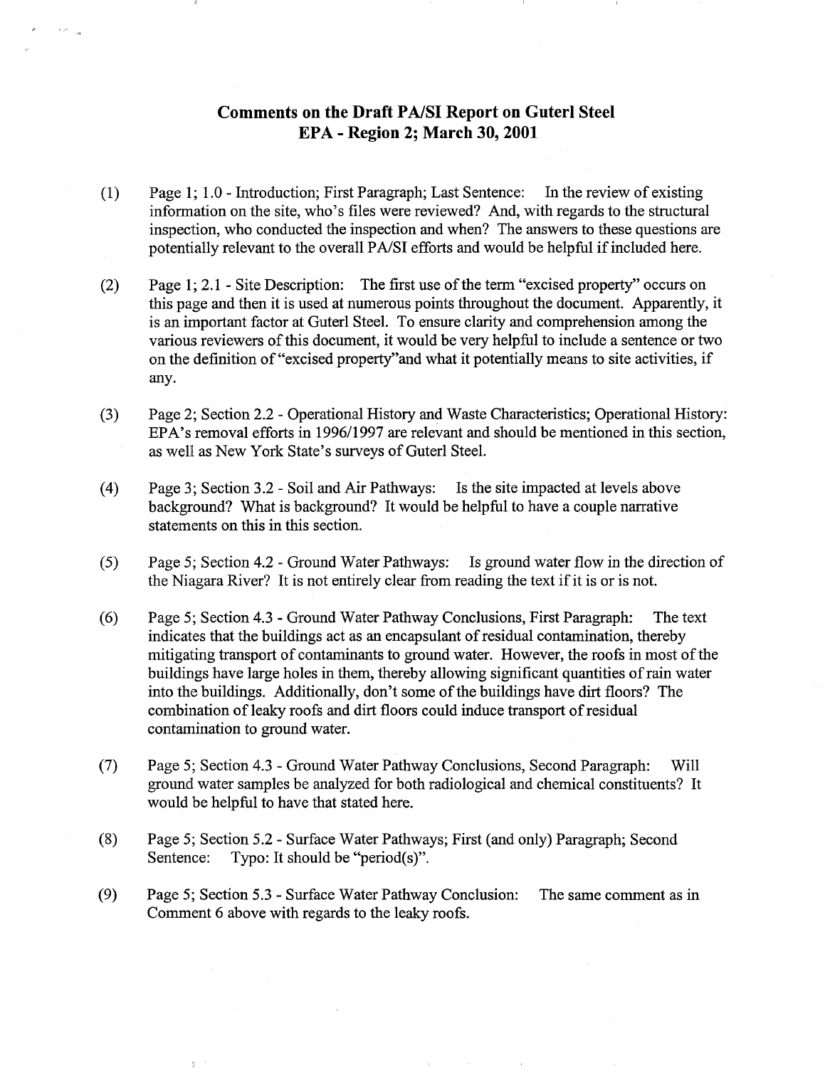# Comments on the Draft PA/SI Report on Guterl Steel
## EPA - Region 2; March 30, 2001

(1) Page 1; 1.0 - Introduction; First Paragraph; Last Sentence: In the review of existing information on the site, who's files were reviewed? And, with regards to the structural inspection, who conducted the inspection and when? The answers to these questions are potentially relevant to the overall PA/SI efforts and would be helpful if included here.

(2) Page 1; 2.1 - Site Description: The first use of the term "excised property" occurs on this page and then it is used at numerous points throughout the document. Apparently, it is an important factor at Guterl Steel. To ensure clarity and comprehension among the various reviewers of this document, it would be very helpful to include a sentence or two on the definition of "excised property"and what it potentially means to site activities, if any.

(3) Page 2; Section 2.2 - Operational History and Waste Characteristics; Operational History: EPA's removal efforts in 1996/1997 are relevant and should be mentioned in this section, as well as New York State's surveys of Guterl Steel.

(4) Page 3; Section 3.2 - Soil and Air Pathways: Is the site impacted at levels above background? What is background? It would be helpful to have a couple narrative statements on this in this section.

(5) Page 5; Section 4.2 - Ground Water Pathways: Is ground water flow in the direction of the Niagara River? It is not entirely clear from reading the text if it is or is not.

(6) Page 5; Section 4.3 - Ground Water Pathway Conclusions, First Paragraph: The text indicates that the buildings act as an encapsulant of residual contamination, thereby mitigating transport of contaminants to ground water. However, the roofs in most of the buildings have large holes in them, thereby allowing significant quantities of rain water into the buildings. Additionally, don't some of the buildings have dirt floors? The combination of leaky roofs and dirt floors could induce transport of residual contamination to ground water.

(7) Page 5; Section 4.3 - Ground Water Pathway Conclusions, Second Paragraph: Will ground water samples be analyzed for both radiological and chemical constituents? It would be helpful to have that stated here.

(8) Page 5; Section 5.2 - Surface Water Pathways; First (and only) Paragraph; Second Sentence: Typo: It should be "period(s)".

(9) Page 5; Section 5.3 - Surface Water Pathway Conclusion: The same comment as in Comment 6 above with regards to the leaky roofs.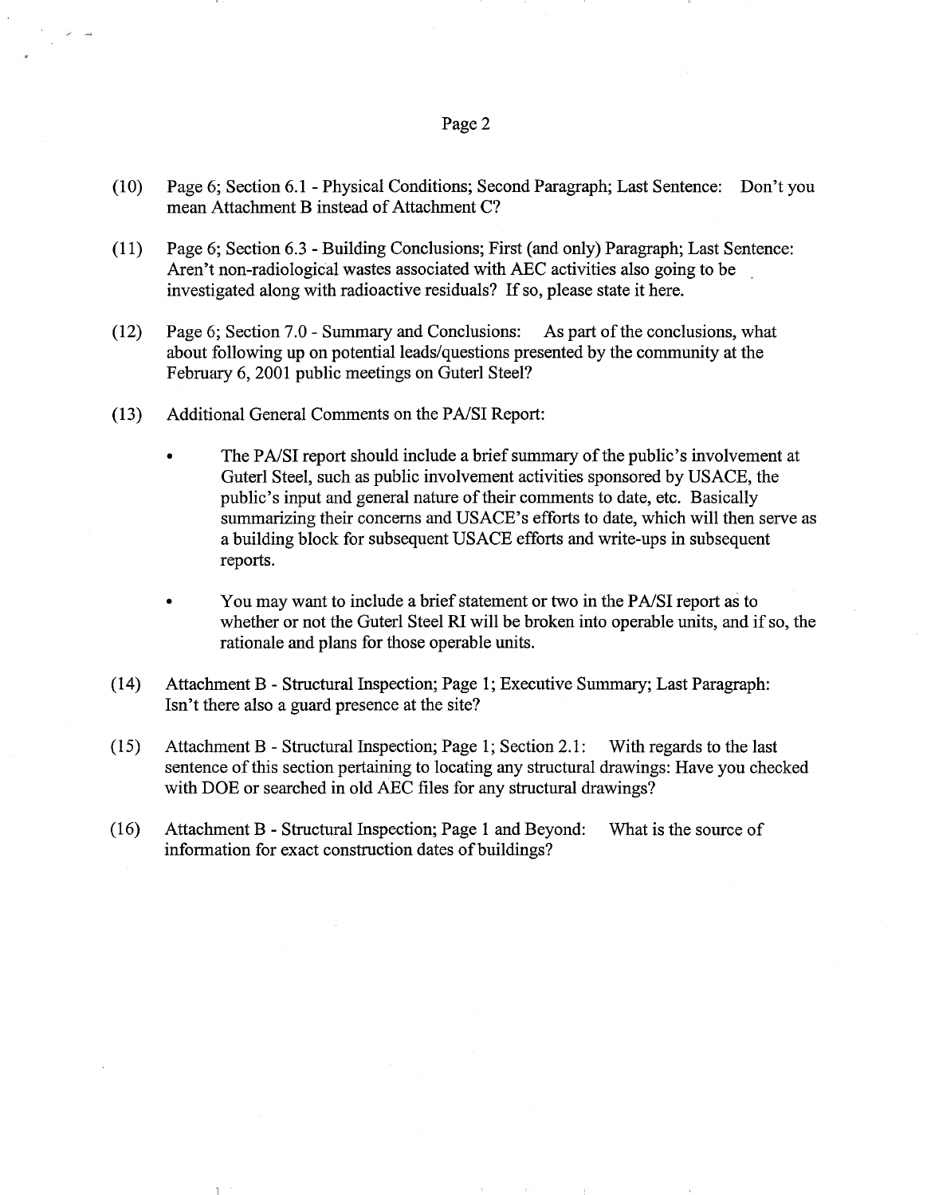(10) Page 6; Section 6.1 - Physical Conditions; Second Paragraph; Last Sentence: Don't you mean Attachment B instead of Attachment C?

(11) Page 6; Section 6.3 - Building Conclusions; First (and only) Paragraph; Last Sentence: Aren't non-radiological wastes associated with AEC activities also going to be investigated along with radioactive residuals? If so, please state it here.

(12) Page 6; Section 7.0 - Summary and Conclusions: As part of the conclusions, what about following up on potential leads/questions presented by the community at the February 6, 2001 public meetings on Guterl Steel?

(13) Additional General Comments on the PA/SI Report:

- The PA/SI report should include a brief summary of the public's involvement at Guterl Steel, such as public involvement activities sponsored by USACE, the public's input and general nature of their comments to date, etc. Basically summarizing their concerns and USACE's efforts to date, which will then serve as a building block for subsequent USACE efforts and write-ups in subsequent reports.

- You may want to include a brief statement or two in the PA/SI report as to whether or not the Guterl Steel RI will be broken into operable units, and if so, the rationale and plans for those operable units.

(14) Attachment B - Structural Inspection; Page 1; Executive Summary; Last Paragraph: Isn't there also a guard presence at the site?

(15) Attachment B - Structural Inspection; Page 1; Section 2.1: With regards to the last sentence of this section pertaining to locating any structural drawings: Have you checked with DOE or searched in old AEC files for any structural drawings?

(16) Attachment B - Structural Inspection; Page 1 and Beyond: What is the source of information for exact construction dates of buildings?